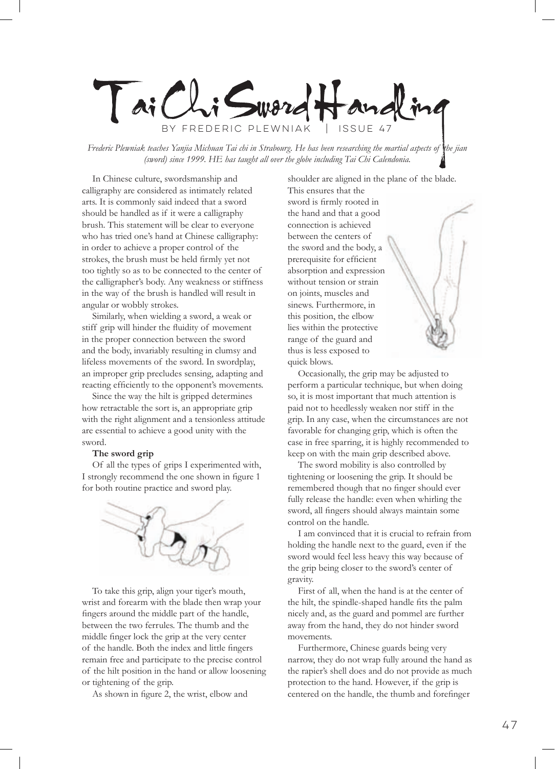# Tai Chi Sword Handling

BY FREDERIC PLEWNIAK

*Frederic Plewniak teaches Yanjia Michuan Tai chi in Strabourg. He has been researching the martial aspects of the jian (sword) since 1999. HE has taught all over the globe including Tai Chi Calendonia.*

In Chinese culture, swordsmanship and calligraphy are considered as intimately related arts. It is commonly said indeed that a sword should be handled as if it were a calligraphy brush. This statement will be clear to everyone who has tried one's hand at Chinese calligraphy: in order to achieve a proper control of the strokes, the brush must be held firmly yet not too tightly so as to be connected to the center of the calligrapher's body. Any weakness or stiffness in the way of the brush is handled will result in angular or wobbly strokes.

Similarly, when wielding a sword, a weak or stiff grip will hinder the fluidity of movement in the proper connection between the sword and the body, invariably resulting in clumsy and lifeless movements of the sword. In swordplay, an improper grip precludes sensing, adapting and reacting efficiently to the opponent's movements.

Since the way the hilt is gripped determines how retractable the sort is, an appropriate grip with the right alignment and a tensionless attitude are essential to achieve a good unity with the sword.

**The sword grip**

Of all the types of grips I experimented with, I strongly recommend the one shown in figure 1 for both routine practice and sword play.

To take this grip, align your tiger's mouth, wrist and forearm with the blade then wrap your fingers around the middle part of the handle, between the two ferrules. The thumb and the middle finger lock the grip at the very center of the handle. Both the index and little fingers remain free and participate to the precise control of the hilt position in the hand or allow loosening or tightening of the grip.

As shown in figure 2, the wrist, elbow and shoulder are aligned in the plane of the blade. This ensures that the sword is firmly rooted in the hand and that a good connection is achieved between the centers of the sword and the body, a prerequisite for efficient absorption and expression without tension or strain on joints, muscles and sinews. Furthermore, in this position, the elbow lies within the protective range of the guard and thus is less exposed to quick blows.

Occasionally, the grip may be adjusted to perform a particular technique, but when doing so, it is most important that much attention is paid not to heedlessly weaken nor stiff in the grip. In any case, when the circumstances are not favorable for changing grip, which is often the case in free sparring, it is highly recommended to keep on with the main grip described above.

The sword mobility is also controlled by tightening or loosening the grip. It should be remembered though that no finger should ever fully release the handle: even when whirling the sword, all fingers should always maintain some control on the handle.

I am convinced that it is crucial to refrain from holding the handle next to the guard, even if the sword would feel less heavy this way because of the grip being closer to the sword's center of gravity.

First of all, when the hand is at the center of the hilt, the spindle-shaped handle fits the palm nicely and, as the guard and pommel are further away from the hand, they do not hinder sword movements.

Furthermore, Chinese guards being very narrow, they do not wrap fully around the hand as the rapier's shell does and do not provide as much protection to the hand. However, if the grip is centered on the handle, the thumb and forefinger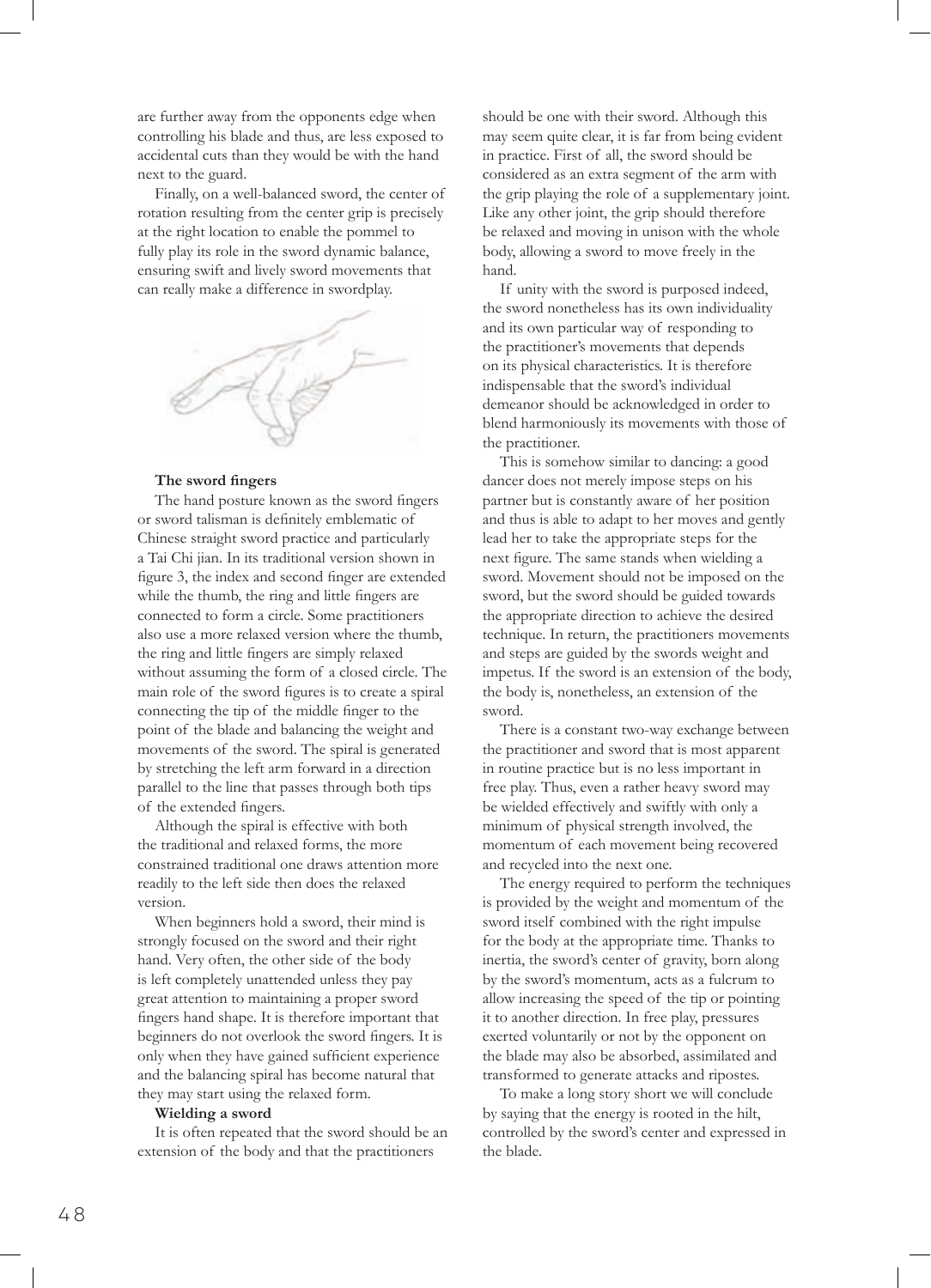are further away from the opponents edge when controlling his blade and thus, are less exposed to accidental cuts than they would be with the hand next to the guard.

Finally, on a well-balanced sword, the center of rotation resulting from the center grip is precisely at the right location to enable the pommel to fully play its role in the sword dynamic balance, ensuring swift and lively sword movements that can really make a difference in swordplay.

**The sword fingers**

The hand posture known as the sword fingers or sword talisman is definitely emblematic of Chinese straight sword practice and particularly a Tai Chi jian. In its traditional version shown in figure 3, the index and second finger are extended while the thumb, the ring and little fingers are connected to form a circle. Some practitioners also use a more relaxed version where the thumb, the ring and little fingers are simply relaxed without assuming the form of a closed circle. The main role of the sword figures is to create a spiral connecting the tip of the middle finger to the point of the blade and balancing the weight and movements of the sword. The spiral is generated by stretching the left arm forward in a direction parallel to the line that passes through both tips of the extended fingers.

Although the spiral is effective with both the traditional and relaxed forms, the more constrained traditional one draws attention more readily to the left side then does the relaxed version.

When beginners hold a sword, their mind is strongly focused on the sword and their right hand. Very often, the other side of the body is left completely unattended unless they pay great attention to maintaining a proper sword fingers hand shape. It is therefore important that beginners do not overlook the sword fingers. It is only when they have gained sufficient experience and the balancing spiral has become natural that they may start using the relaxed form.

**Wielding a sword**

It is often repeated that the sword should be an extension of the body and that the practitioners should be one with their sword. Although this may seem quite clear, it is far from being evident in practice. First of all, the sword should be considered as an extra segment of the arm with the grip playing the role of a supplementary joint. Like any other joint, the grip should therefore be relaxed and moving in unison with the whole body, allowing a sword to move freely in the hand.

If unity with the sword is purposed indeed, the sword nonetheless has its own individuality and its own particular way of responding to the practitioner's movements that depends on its physical characteristics. It is therefore indispensable that the sword's individual demeanor should be acknowledged in order to blend harmoniously its movements with those of the practitioner.

This is somehow similar to dancing: a good dancer does not merely impose steps on his partner but is constantly aware of her position and thus is able to adapt to her moves and gently lead her to take the appropriate steps for the next figure. The same stands when wielding a sword. Movement should not be imposed on the sword, but the sword should be guided towards the appropriate direction to achieve the desired technique. In return, the practitioners movements and steps are guided by the swords weight and impetus. If the sword is an extension of the body, the body is, nonetheless, an extension of the sword.

There is a constant two-way exchange between the practitioner and sword that is most apparent in routine practice but is no less important in free play. Thus, even a rather heavy sword may be wielded effectively and swiftly with only a minimum of physical strength involved, the momentum of each movement being recovered and recycled into the next one.

The energy required to perform the techniques is provided by the weight and momentum of the sword itself combined with the right impulse for the body at the appropriate time. Thanks to inertia, the sword's center of gravity, born along by the sword's momentum, acts as a fulcrum to allow increasing the speed of the tip or pointing it to another direction. In free play, pressures exerted voluntarily or not by the opponent on the blade may also be absorbed, assimilated and transformed to generate attacks and ripostes.

To make a long story short we will conclude by saying that the energy is rooted in the hilt, controlled by the sword's center and expressed in the blade.